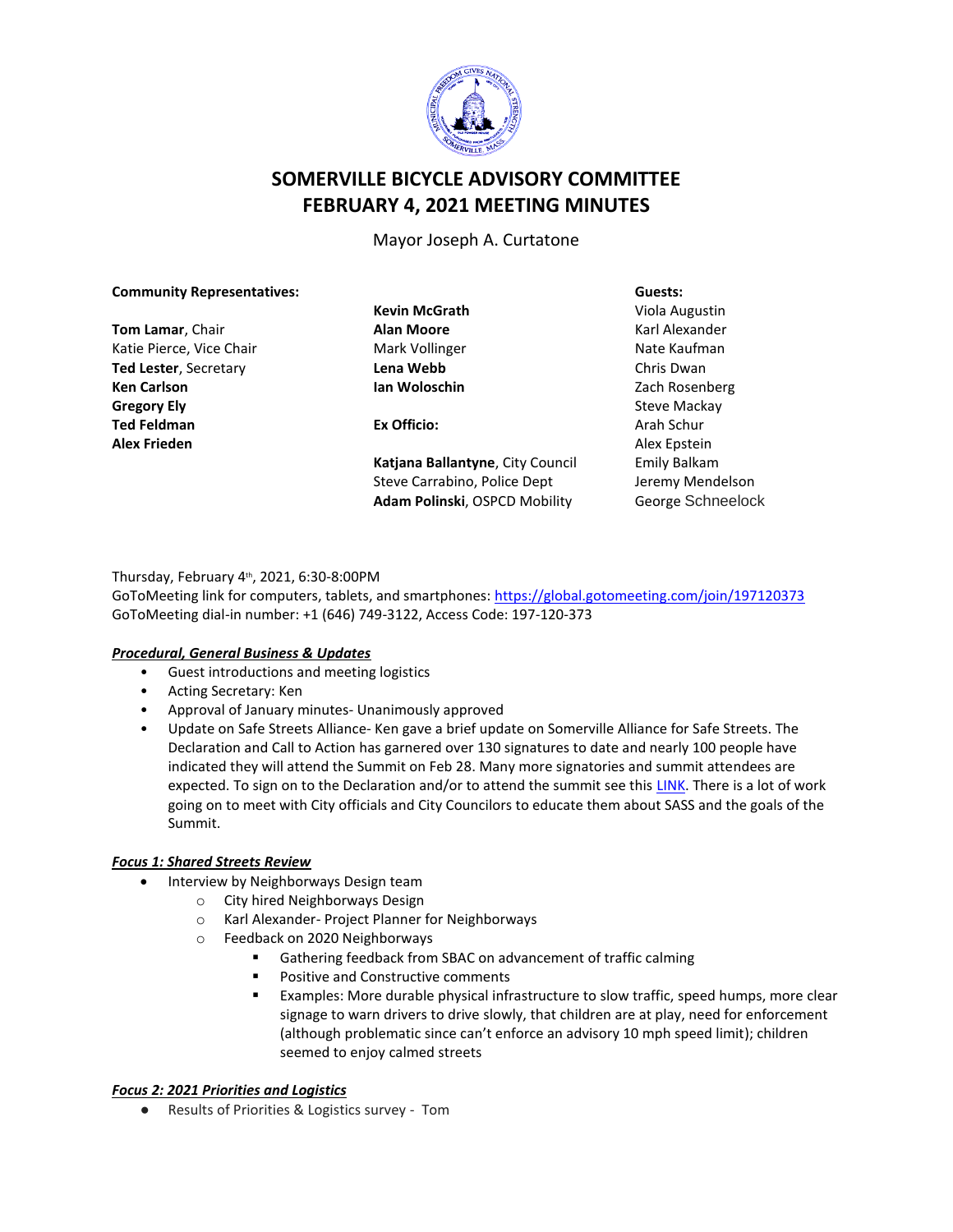# SOMERVILLE BICYCLE ADVISORY COMMITTEE
# FEBRUARY 4, 2021 MEETING MINUTES

Mayor Joseph A. Curtatone

**Community Representatives:**

**Tom Lamar**, Chair
Katie Pierce, Vice Chair
**Ted Lester**, Secretary
**Ken Carlson**
**Gregory Ely**
**Ted Feldman**
**Alex Frieden**
**Kevin McGrath**
**Alan Moore**
Mark Vollinger
**Lena Webb**
**Ian Woloschin**

**Ex Officio:**

**Katjana Ballantyne**, City Council
Steve Carrabino, Police Dept
**Adam Polinski**, OSPCD Mobility

**Guests:**
Viola Augustin
Karl Alexander
Nate Kaufman
Chris Dwan
Zach Rosenberg
Steve Mackay
Arah Schur
Alex Epstein
Emily Balkam
Jeremy Mendelson
George Schneelock

Thursday, February 4th, 2021, 6:30-8:00PM
GoToMeeting link for computers, tablets, and smartphones: [https://global.gotomeeting.com/join/197120373](https://global.gotomeeting.com/join/197120373)
GoToMeeting dial-in number: +1 (646) 749-3122, Access Code: 197-120-373

***Procedural, General Business & Updates***

- Guest introductions and meeting logistics
- Acting Secretary: Ken
- Approval of January minutes- Unanimously approved
- Update on Safe Streets Alliance- Ken gave a brief update on Somerville Alliance for Safe Streets. The Declaration and Call to Action has garnered over 130 signatures to date and nearly 100 people have indicated they will attend the Summit on Feb 28. Many more signatories and summit attendees are expected. To sign on to the Declaration and/or to attend the summit see this LINK. There is a lot of work going on to meet with City officials and City Councilors to educate them about SASS and the goals of the Summit.

***Focus 1: Shared Streets Review***

- Interview by Neighborways Design team
  - City hired Neighborways Design
  - Karl Alexander- Project Planner for Neighborways
  - Feedback on 2020 Neighborways
    - Gathering feedback from SBAC on advancement of traffic calming
    - Positive and Constructive comments
    - Examples: More durable physical infrastructure to slow traffic, speed humps, more clear signage to warn drivers to drive slowly, that children are at play, need for enforcement (although problematic since can't enforce an advisory 10 mph speed limit); children seemed to enjoy calmed streets

***Focus 2: 2021 Priorities and Logistics***

- Results of Priorities & Logistics survey - Tom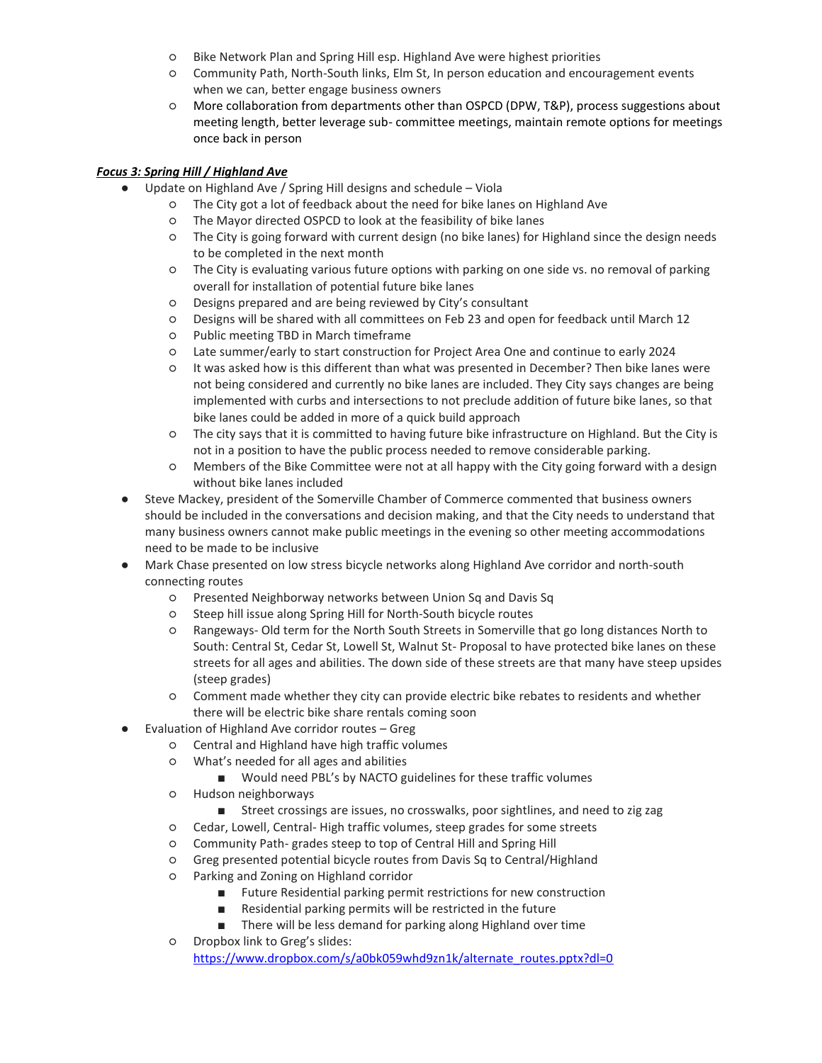- Bike Network Plan and Spring Hill esp. Highland Ave were highest priorities
    - Community Path, North-South links, Elm St, In person education and encouragement events when we can, better engage business owners
    - More collaboration from departments other than OSPCD (DPW, T&P), process suggestions about meeting length, better leverage sub- committee meetings, maintain remote options for meetings once back in person

***Focus 3: Spring Hill / Highland Ave***

- Update on Highland Ave / Spring Hill designs and schedule – Viola
    - The City got a lot of feedback about the need for bike lanes on Highland Ave
    - The Mayor directed OSPCD to look at the feasibility of bike lanes
    - The City is going forward with current design (no bike lanes) for Highland since the design needs to be completed in the next month
    - The City is evaluating various future options with parking on one side vs. no removal of parking overall for installation of potential future bike lanes
    - Designs prepared and are being reviewed by City's consultant
    - Designs will be shared with all committees on Feb 23 and open for feedback until March 12
    - Public meeting TBD in March timeframe
    - Late summer/early to start construction for Project Area One and continue to early 2024
    - It was asked how is this different than what was presented in December? Then bike lanes were not being considered and currently no bike lanes are included. They City says changes are being implemented with curbs and intersections to not preclude addition of future bike lanes, so that bike lanes could be added in more of a quick build approach
    - The city says that it is committed to having future bike infrastructure on Highland. But the City is not in a position to have the public process needed to remove considerable parking.
    - Members of the Bike Committee were not at all happy with the City going forward with a design without bike lanes included
- Steve Mackey, president of the Somerville Chamber of Commerce commented that business owners should be included in the conversations and decision making, and that the City needs to understand that many business owners cannot make public meetings in the evening so other meeting accommodations need to be made to be inclusive
- Mark Chase presented on low stress bicycle networks along Highland Ave corridor and north-south connecting routes
    - Presented Neighborway networks between Union Sq and Davis Sq
    - Steep hill issue along Spring Hill for North-South bicycle routes
    - Rangeways- Old term for the North South Streets in Somerville that go long distances North to South: Central St, Cedar St, Lowell St, Walnut St- Proposal to have protected bike lanes on these streets for all ages and abilities. The down side of these streets are that many have steep upsides (steep grades)
    - Comment made whether they city can provide electric bike rebates to residents and whether there will be electric bike share rentals coming soon
- Evaluation of Highland Ave corridor routes – Greg
    - Central and Highland have high traffic volumes
    - What's needed for all ages and abilities
        - Would need PBL's by NACTO guidelines for these traffic volumes
    - Hudson neighborways
        - Street crossings are issues, no crosswalks, poor sightlines, and need to zig zag
    - Cedar, Lowell, Central- High traffic volumes, steep grades for some streets
    - Community Path- grades steep to top of Central Hill and Spring Hill
    - Greg presented potential bicycle routes from Davis Sq to Central/Highland
    - Parking and Zoning on Highland corridor
        - Future Residential parking permit restrictions for new construction
        - Residential parking permits will be restricted in the future
        - There will be less demand for parking along Highland over time
    - Dropbox link to Greg's slides: https://www.dropbox.com/s/a0bk059whd9zn1k/alternate_routes.pptx?dl=0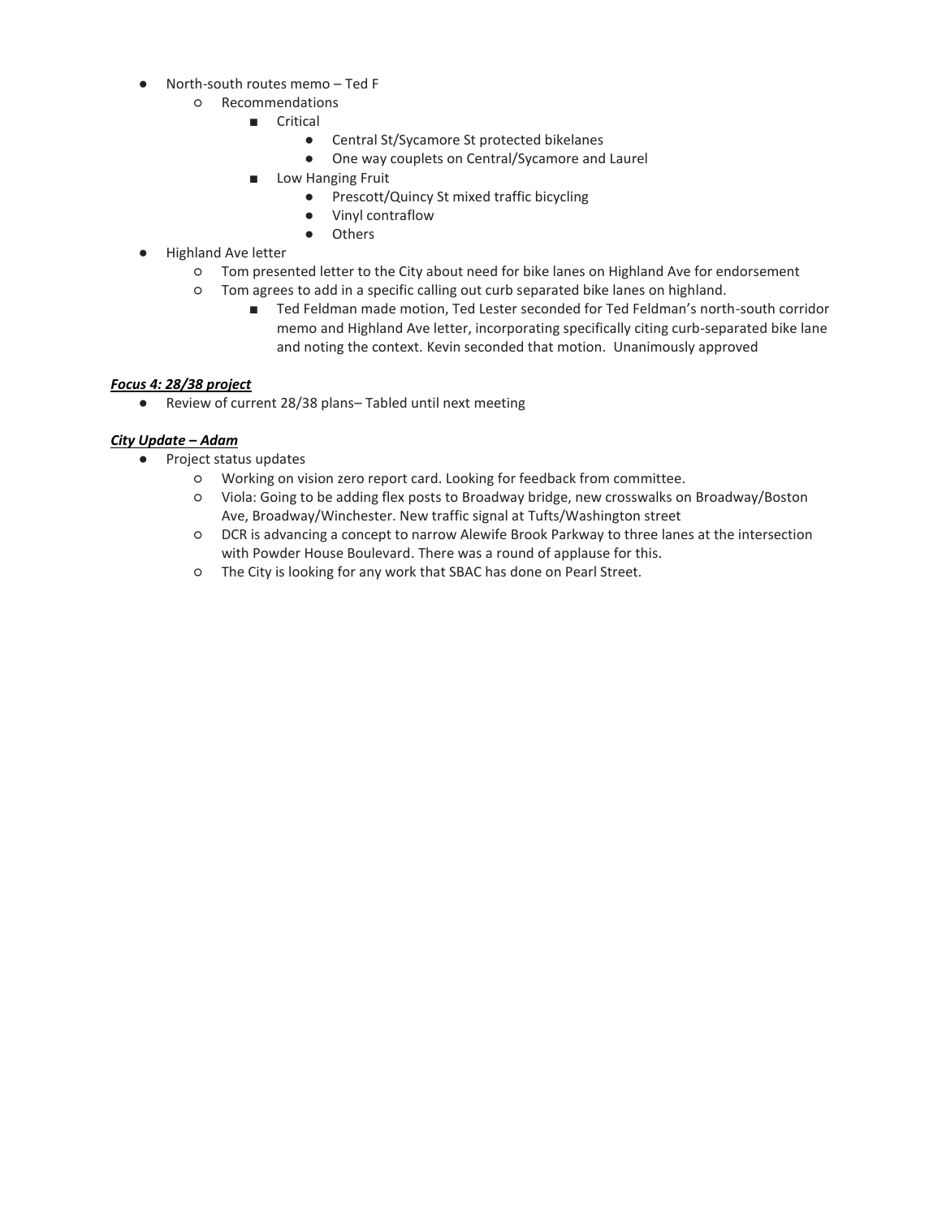- North-south routes memo – Ted F
  - Recommendations
    - Critical
      - Central St/Sycamore St protected bikelanes
      - One way couplets on Central/Sycamore and Laurel
    - Low Hanging Fruit
      - Prescott/Quincy St mixed traffic bicycling
      - Vinyl contraflow
      - Others
- Highland Ave letter
  - Tom presented letter to the City about need for bike lanes on Highland Ave for endorsement
  - Tom agrees to add in a specific calling out curb separated bike lanes on highland.
    - Ted Feldman made motion, Ted Lester seconded for Ted Feldman's north-south corridor memo and Highland Ave letter, incorporating specifically citing curb-separated bike lane and noting the context. Kevin seconded that motion. Unanimously approved

***Focus 4: 28/38 project***

- Review of current 28/38 plans– Tabled until next meeting

***City Update – Adam***

- Project status updates
  - Working on vision zero report card. Looking for feedback from committee.
  - Viola: Going to be adding flex posts to Broadway bridge, new crosswalks on Broadway/Boston Ave, Broadway/Winchester. New traffic signal at Tufts/Washington street
  - DCR is advancing a concept to narrow Alewife Brook Parkway to three lanes at the intersection with Powder House Boulevard. There was a round of applause for this.
  - The City is looking for any work that SBAC has done on Pearl Street.